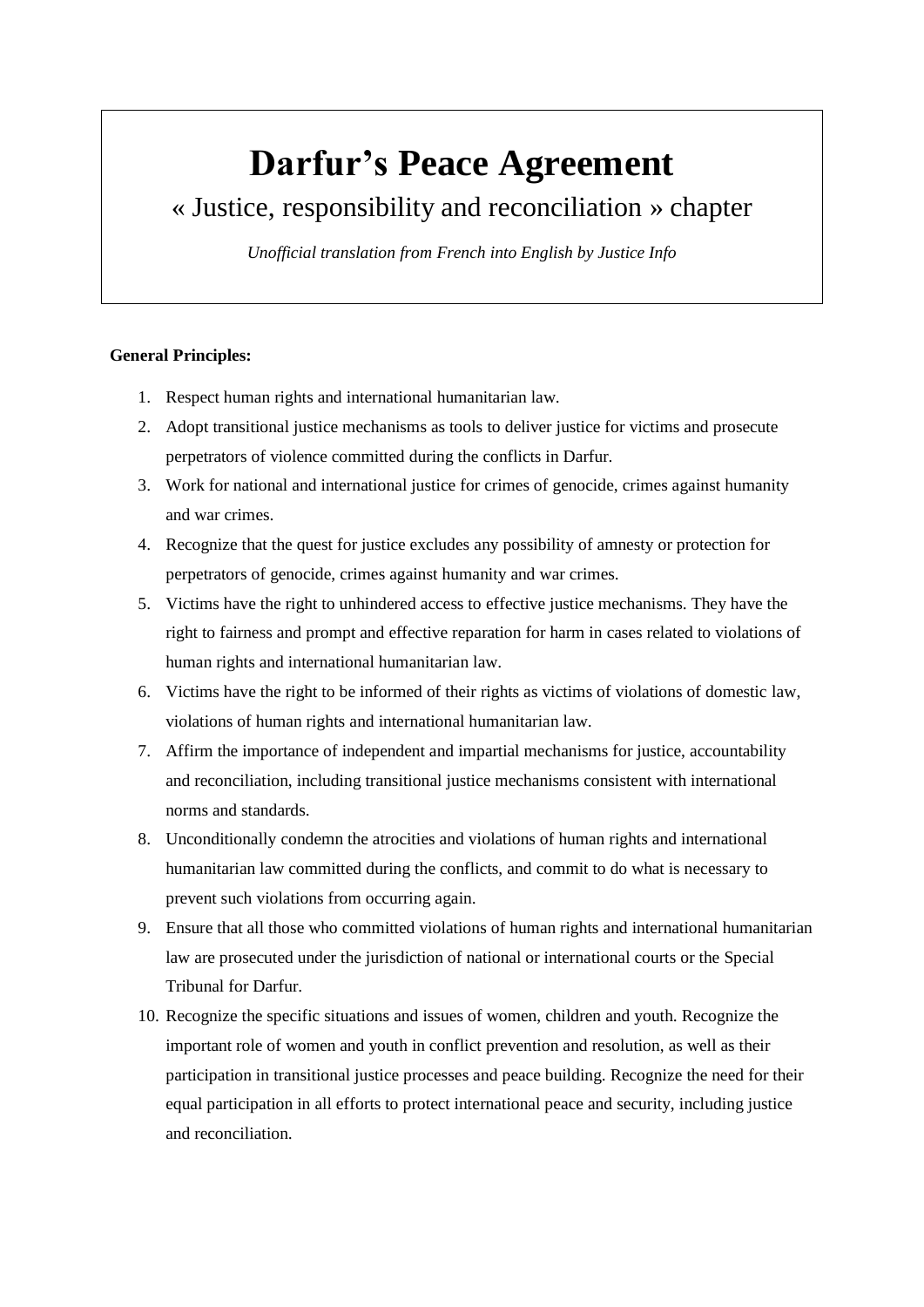# Darfur's Peace Agreement

« Justice, responsibility and reconciliation » chapter

*Unofficial translation from French into English by Justice Info*

**General Principles:**

1. Respect human rights and international humanitarian law.
2. Adopt transitional justice mechanisms as tools to deliver justice for victims and prosecute perpetrators of violence committed during the conflicts in Darfur.
3. Work for national and international justice for crimes of genocide, crimes against humanity and war crimes.
4. Recognize that the quest for justice excludes any possibility of amnesty or protection for perpetrators of genocide, crimes against humanity and war crimes.
5. Victims have the right to unhindered access to effective justice mechanisms. They have the right to fairness and prompt and effective reparation for harm in cases related to violations of human rights and international humanitarian law.
6. Victims have the right to be informed of their rights as victims of violations of domestic law, violations of human rights and international humanitarian law.
7. Affirm the importance of independent and impartial mechanisms for justice, accountability and reconciliation, including transitional justice mechanisms consistent with international norms and standards.
8. Unconditionally condemn the atrocities and violations of human rights and international humanitarian law committed during the conflicts, and commit to do what is necessary to prevent such violations from occurring again.
9. Ensure that all those who committed violations of human rights and international humanitarian law are prosecuted under the jurisdiction of national or international courts or the Special Tribunal for Darfur.
10. Recognize the specific situations and issues of women, children and youth. Recognize the important role of women and youth in conflict prevention and resolution, as well as their participation in transitional justice processes and peace building. Recognize the need for their equal participation in all efforts to protect international peace and security, including justice and reconciliation.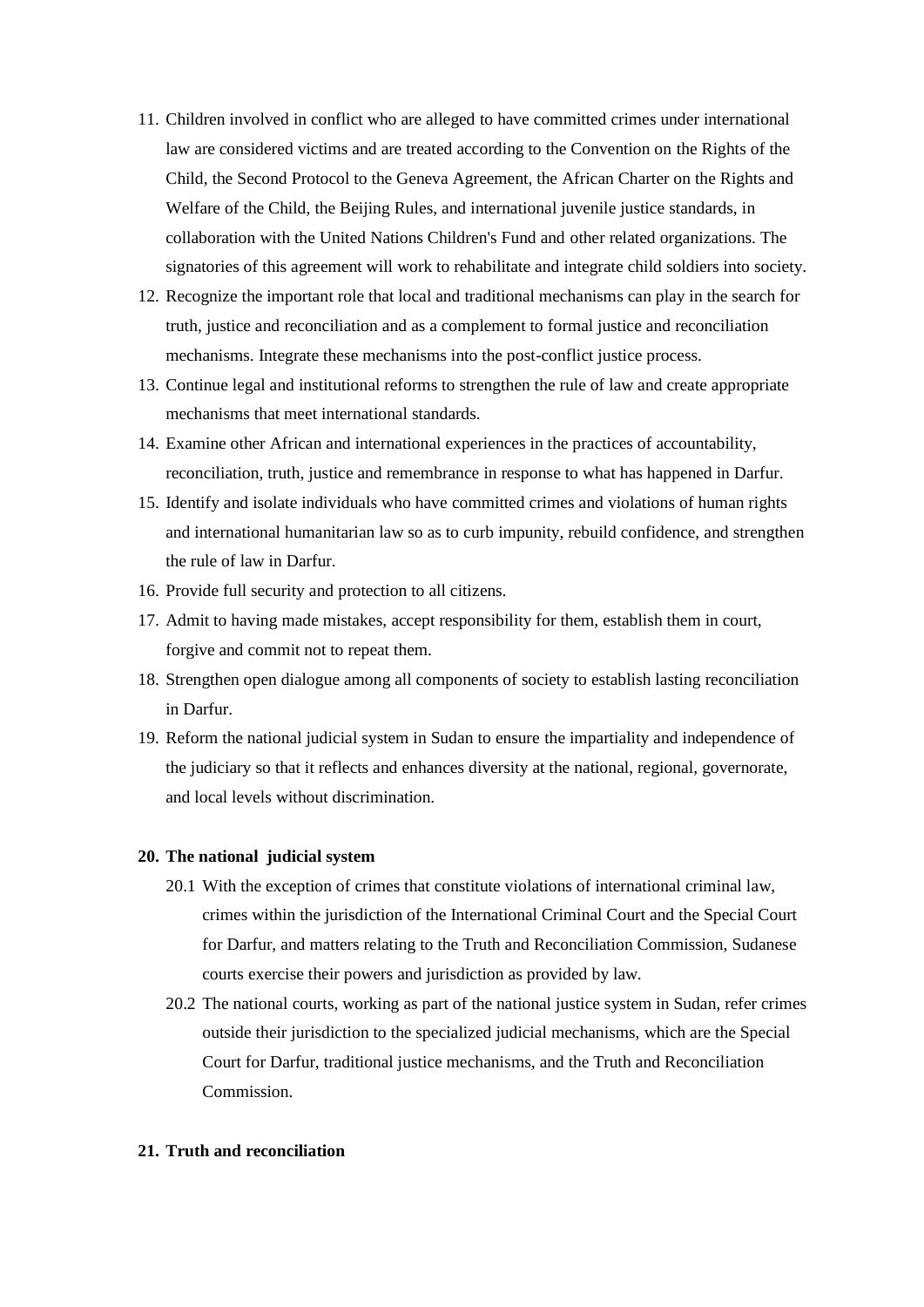11. Children involved in conflict who are alleged to have committed crimes under international law are considered victims and are treated according to the Convention on the Rights of the Child, the Second Protocol to the Geneva Agreement, the African Charter on the Rights and Welfare of the Child, the Beijing Rules, and international juvenile justice standards, in collaboration with the United Nations Children's Fund and other related organizations. The signatories of this agreement will work to rehabilitate and integrate child soldiers into society.
12. Recognize the important role that local and traditional mechanisms can play in the search for truth, justice and reconciliation and as a complement to formal justice and reconciliation mechanisms. Integrate these mechanisms into the post-conflict justice process.
13. Continue legal and institutional reforms to strengthen the rule of law and create appropriate mechanisms that meet international standards.
14. Examine other African and international experiences in the practices of accountability, reconciliation, truth, justice and remembrance in response to what has happened in Darfur.
15. Identify and isolate individuals who have committed crimes and violations of human rights and international humanitarian law so as to curb impunity, rebuild confidence, and strengthen the rule of law in Darfur.
16. Provide full security and protection to all citizens.
17. Admit to having made mistakes, accept responsibility for them, establish them in court, forgive and commit not to repeat them.
18. Strengthen open dialogue among all components of society to establish lasting reconciliation in Darfur.
19. Reform the national judicial system in Sudan to ensure the impartiality and independence of the judiciary so that it reflects and enhances diversity at the national, regional, governorate, and local levels without discrimination.

**20. The national judicial system**

20.1 With the exception of crimes that constitute violations of international criminal law, crimes within the jurisdiction of the International Criminal Court and the Special Court for Darfur, and matters relating to the Truth and Reconciliation Commission, Sudanese courts exercise their powers and jurisdiction as provided by law.

20.2 The national courts, working as part of the national justice system in Sudan, refer crimes outside their jurisdiction to the specialized judicial mechanisms, which are the Special Court for Darfur, traditional justice mechanisms, and the Truth and Reconciliation Commission.

**21. Truth and reconciliation**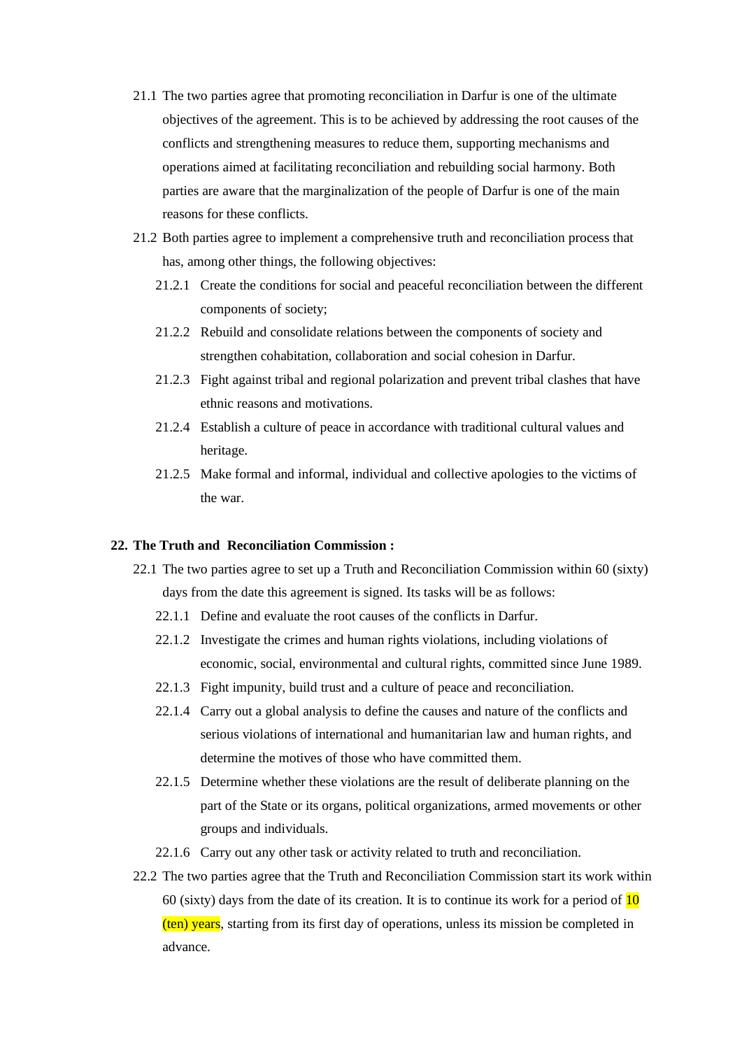21.1 The two parties agree that promoting reconciliation in Darfur is one of the ultimate objectives of the agreement. This is to be achieved by addressing the root causes of the conflicts and strengthening measures to reduce them, supporting mechanisms and operations aimed at facilitating reconciliation and rebuilding social harmony. Both parties are aware that the marginalization of the people of Darfur is one of the main reasons for these conflicts.

21.2 Both parties agree to implement a comprehensive truth and reconciliation process that has, among other things, the following objectives:

- 21.2.1 Create the conditions for social and peaceful reconciliation between the different components of society;
- 21.2.2 Rebuild and consolidate relations between the components of society and strengthen cohabitation, collaboration and social cohesion in Darfur.
- 21.2.3 Fight against tribal and regional polarization and prevent tribal clashes that have ethnic reasons and motivations.
- 21.2.4 Establish a culture of peace in accordance with traditional cultural values and heritage.
- 21.2.5 Make formal and informal, individual and collective apologies to the victims of the war.

**22. The Truth and Reconciliation Commission :**

22.1 The two parties agree to set up a Truth and Reconciliation Commission within 60 (sixty) days from the date this agreement is signed. Its tasks will be as follows:

- 22.1.1 Define and evaluate the root causes of the conflicts in Darfur.
- 22.1.2 Investigate the crimes and human rights violations, including violations of economic, social, environmental and cultural rights, committed since June 1989.
- 22.1.3 Fight impunity, build trust and a culture of peace and reconciliation.
- 22.1.4 Carry out a global analysis to define the causes and nature of the conflicts and serious violations of international and humanitarian law and human rights, and determine the motives of those who have committed them.
- 22.1.5 Determine whether these violations are the result of deliberate planning on the part of the State or its organs, political organizations, armed movements or other groups and individuals.
- 22.1.6 Carry out any other task or activity related to truth and reconciliation.

22.2 The two parties agree that the Truth and Reconciliation Commission start its work within 60 (sixty) days from the date of its creation. It is to continue its work for a period of 10 (ten) years, starting from its first day of operations, unless its mission be completed in advance.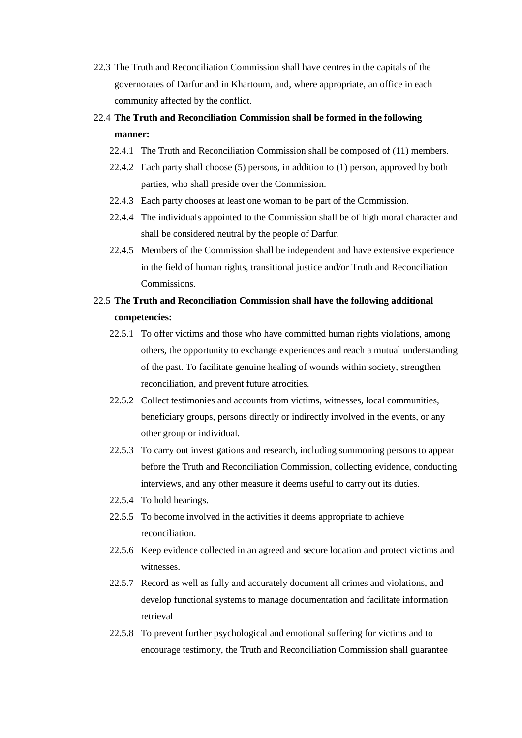22.3 The Truth and Reconciliation Commission shall have centres in the capitals of the governorates of Darfur and in Khartoum, and, where appropriate, an office in each community affected by the conflict.

22.4 **The Truth and Reconciliation Commission shall be formed in the following manner:**

- 22.4.1 The Truth and Reconciliation Commission shall be composed of (11) members.
- 22.4.2 Each party shall choose (5) persons, in addition to (1) person, approved by both parties, who shall preside over the Commission.
- 22.4.3 Each party chooses at least one woman to be part of the Commission.
- 22.4.4 The individuals appointed to the Commission shall be of high moral character and shall be considered neutral by the people of Darfur.
- 22.4.5 Members of the Commission shall be independent and have extensive experience in the field of human rights, transitional justice and/or Truth and Reconciliation Commissions.

22.5 **The Truth and Reconciliation Commission shall have the following additional competencies:**

- 22.5.1 To offer victims and those who have committed human rights violations, among others, the opportunity to exchange experiences and reach a mutual understanding of the past. To facilitate genuine healing of wounds within society, strengthen reconciliation, and prevent future atrocities.
- 22.5.2 Collect testimonies and accounts from victims, witnesses, local communities, beneficiary groups, persons directly or indirectly involved in the events, or any other group or individual.
- 22.5.3 To carry out investigations and research, including summoning persons to appear before the Truth and Reconciliation Commission, collecting evidence, conducting interviews, and any other measure it deems useful to carry out its duties.
- 22.5.4 To hold hearings.
- 22.5.5 To become involved in the activities it deems appropriate to achieve reconciliation.
- 22.5.6 Keep evidence collected in an agreed and secure location and protect victims and witnesses.
- 22.5.7 Record as well as fully and accurately document all crimes and violations, and develop functional systems to manage documentation and facilitate information retrieval
- 22.5.8 To prevent further psychological and emotional suffering for victims and to encourage testimony, the Truth and Reconciliation Commission shall guarantee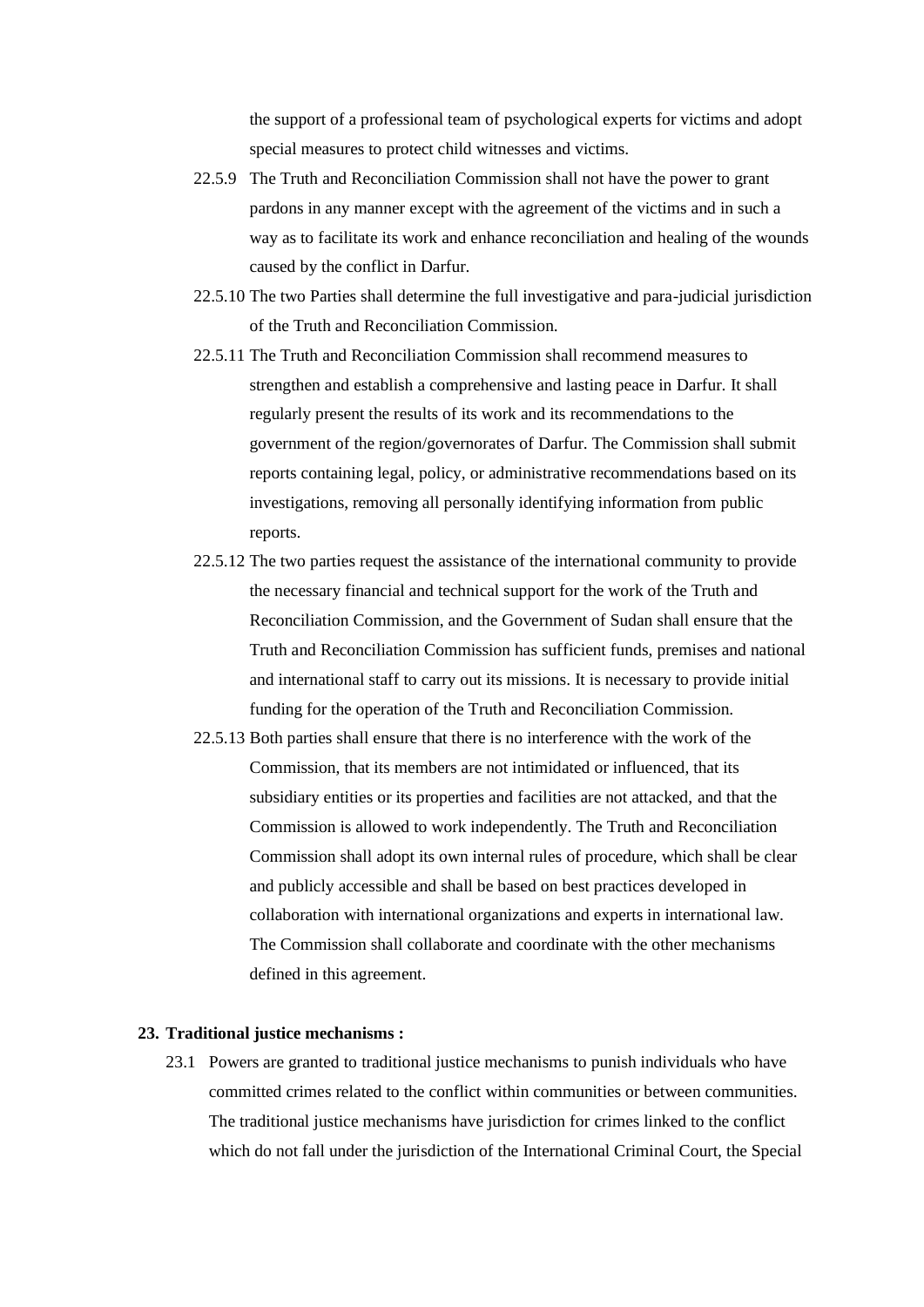the support of a professional team of psychological experts for victims and adopt special measures to protect child witnesses and victims.

22.5.9 The Truth and Reconciliation Commission shall not have the power to grant pardons in any manner except with the agreement of the victims and in such a way as to facilitate its work and enhance reconciliation and healing of the wounds caused by the conflict in Darfur.

22.5.10 The two Parties shall determine the full investigative and para-judicial jurisdiction of the Truth and Reconciliation Commission.

22.5.11 The Truth and Reconciliation Commission shall recommend measures to strengthen and establish a comprehensive and lasting peace in Darfur. It shall regularly present the results of its work and its recommendations to the government of the region/governorates of Darfur. The Commission shall submit reports containing legal, policy, or administrative recommendations based on its investigations, removing all personally identifying information from public reports.

22.5.12 The two parties request the assistance of the international community to provide the necessary financial and technical support for the work of the Truth and Reconciliation Commission, and the Government of Sudan shall ensure that the Truth and Reconciliation Commission has sufficient funds, premises and national and international staff to carry out its missions. It is necessary to provide initial funding for the operation of the Truth and Reconciliation Commission.

22.5.13 Both parties shall ensure that there is no interference with the work of the Commission, that its members are not intimidated or influenced, that its subsidiary entities or its properties and facilities are not attacked, and that the Commission is allowed to work independently. The Truth and Reconciliation Commission shall adopt its own internal rules of procedure, which shall be clear and publicly accessible and shall be based on best practices developed in collaboration with international organizations and experts in international law. The Commission shall collaborate and coordinate with the other mechanisms defined in this agreement.

**23. Traditional justice mechanisms :**

23.1 Powers are granted to traditional justice mechanisms to punish individuals who have committed crimes related to the conflict within communities or between communities. The traditional justice mechanisms have jurisdiction for crimes linked to the conflict which do not fall under the jurisdiction of the International Criminal Court, the Special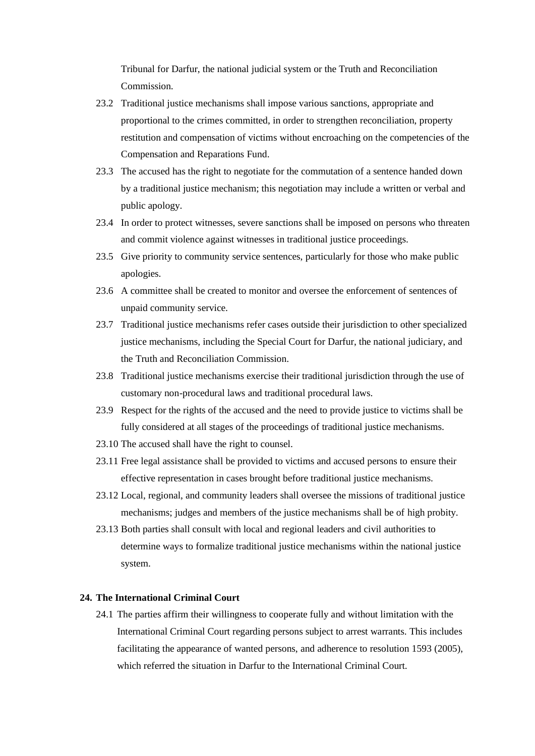Tribunal for Darfur, the national judicial system or the Truth and Reconciliation Commission.

23.2 Traditional justice mechanisms shall impose various sanctions, appropriate and proportional to the crimes committed, in order to strengthen reconciliation, property restitution and compensation of victims without encroaching on the competencies of the Compensation and Reparations Fund.

23.3 The accused has the right to negotiate for the commutation of a sentence handed down by a traditional justice mechanism; this negotiation may include a written or verbal and public apology.

23.4 In order to protect witnesses, severe sanctions shall be imposed on persons who threaten and commit violence against witnesses in traditional justice proceedings.

23.5 Give priority to community service sentences, particularly for those who make public apologies.

23.6 A committee shall be created to monitor and oversee the enforcement of sentences of unpaid community service.

23.7 Traditional justice mechanisms refer cases outside their jurisdiction to other specialized justice mechanisms, including the Special Court for Darfur, the national judiciary, and the Truth and Reconciliation Commission.

23.8 Traditional justice mechanisms exercise their traditional jurisdiction through the use of customary non-procedural laws and traditional procedural laws.

23.9 Respect for the rights of the accused and the need to provide justice to victims shall be fully considered at all stages of the proceedings of traditional justice mechanisms.

23.10 The accused shall have the right to counsel.

23.11 Free legal assistance shall be provided to victims and accused persons to ensure their effective representation in cases brought before traditional justice mechanisms.

23.12 Local, regional, and community leaders shall oversee the missions of traditional justice mechanisms; judges and members of the justice mechanisms shall be of high probity.

23.13 Both parties shall consult with local and regional leaders and civil authorities to determine ways to formalize traditional justice mechanisms within the national justice system.

## 24. The International Criminal Court

24.1 The parties affirm their willingness to cooperate fully and without limitation with the International Criminal Court regarding persons subject to arrest warrants. This includes facilitating the appearance of wanted persons, and adherence to resolution 1593 (2005), which referred the situation in Darfur to the International Criminal Court.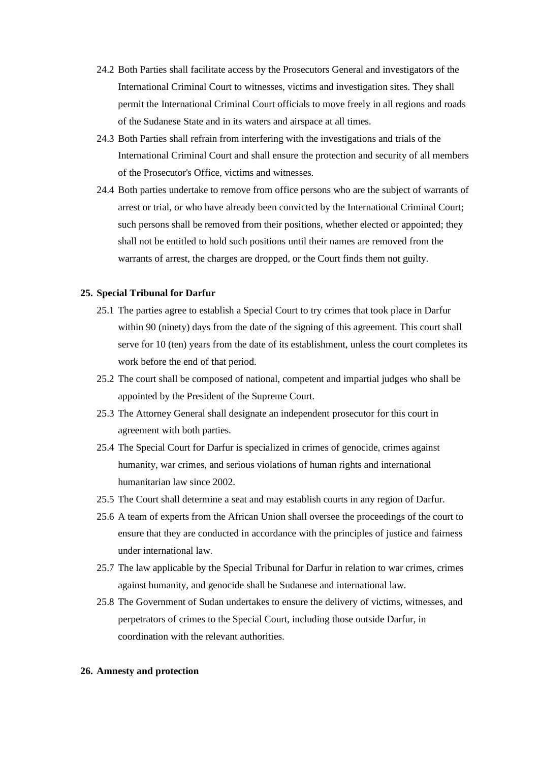24.2 Both Parties shall facilitate access by the Prosecutors General and investigators of the International Criminal Court to witnesses, victims and investigation sites. They shall permit the International Criminal Court officials to move freely in all regions and roads of the Sudanese State and in its waters and airspace at all times.

24.3 Both Parties shall refrain from interfering with the investigations and trials of the International Criminal Court and shall ensure the protection and security of all members of the Prosecutor's Office, victims and witnesses.

24.4 Both parties undertake to remove from office persons who are the subject of warrants of arrest or trial, or who have already been convicted by the International Criminal Court; such persons shall be removed from their positions, whether elected or appointed; they shall not be entitled to hold such positions until their names are removed from the warrants of arrest, the charges are dropped, or the Court finds them not guilty.

**25. Special Tribunal for Darfur**

25.1 The parties agree to establish a Special Court to try crimes that took place in Darfur within 90 (ninety) days from the date of the signing of this agreement. This court shall serve for 10 (ten) years from the date of its establishment, unless the court completes its work before the end of that period.

25.2 The court shall be composed of national, competent and impartial judges who shall be appointed by the President of the Supreme Court.

25.3 The Attorney General shall designate an independent prosecutor for this court in agreement with both parties.

25.4 The Special Court for Darfur is specialized in crimes of genocide, crimes against humanity, war crimes, and serious violations of human rights and international humanitarian law since 2002.

25.5 The Court shall determine a seat and may establish courts in any region of Darfur.

25.6 A team of experts from the African Union shall oversee the proceedings of the court to ensure that they are conducted in accordance with the principles of justice and fairness under international law.

25.7 The law applicable by the Special Tribunal for Darfur in relation to war crimes, crimes against humanity, and genocide shall be Sudanese and international law.

25.8 The Government of Sudan undertakes to ensure the delivery of victims, witnesses, and perpetrators of crimes to the Special Court, including those outside Darfur, in coordination with the relevant authorities.

**26. Amnesty and protection**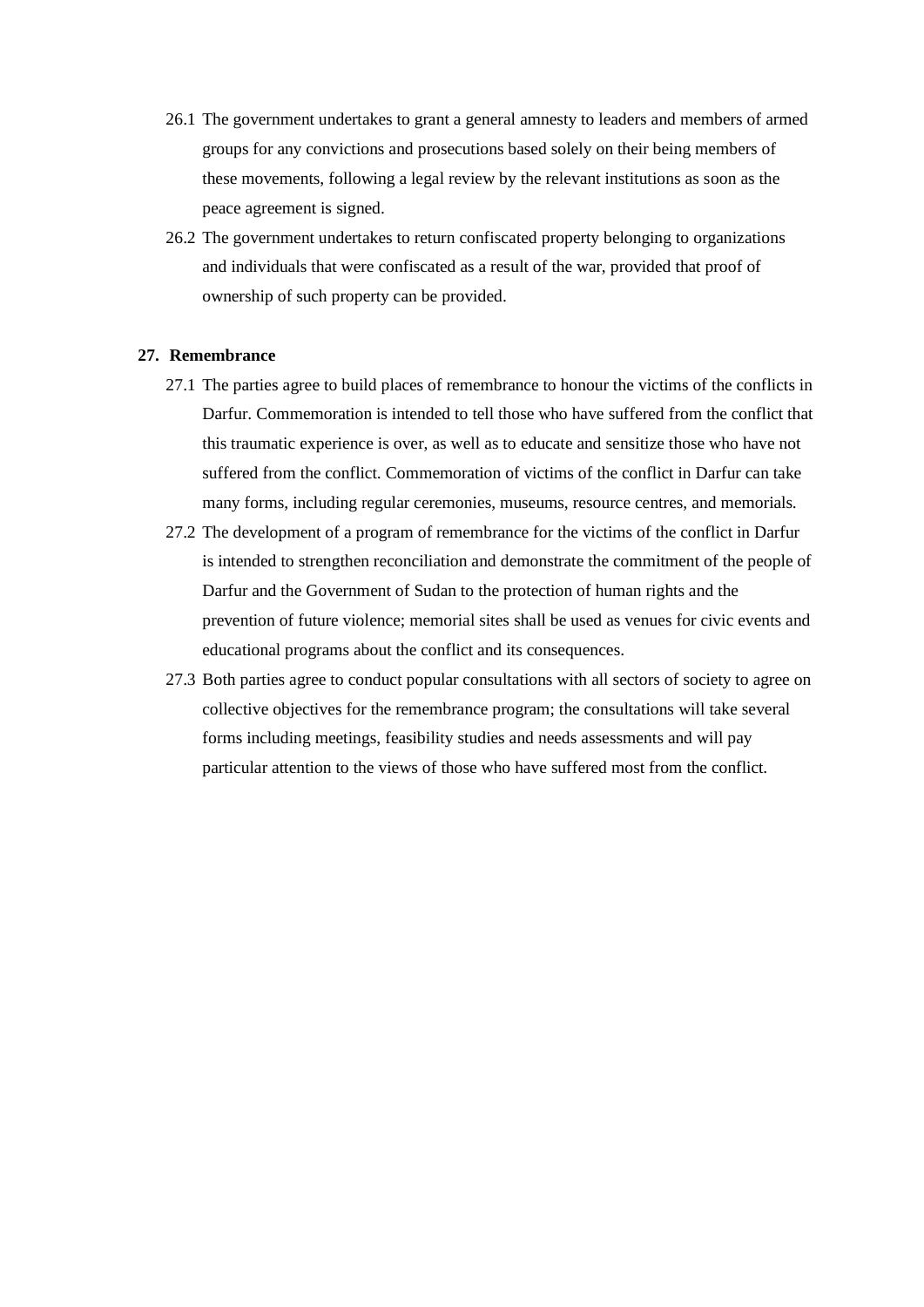26.1 The government undertakes to grant a general amnesty to leaders and members of armed groups for any convictions and prosecutions based solely on their being members of these movements, following a legal review by the relevant institutions as soon as the peace agreement is signed.

26.2 The government undertakes to return confiscated property belonging to organizations and individuals that were confiscated as a result of the war, provided that proof of ownership of such property can be provided.

**27. Remembrance**

27.1 The parties agree to build places of remembrance to honour the victims of the conflicts in Darfur. Commemoration is intended to tell those who have suffered from the conflict that this traumatic experience is over, as well as to educate and sensitize those who have not suffered from the conflict. Commemoration of victims of the conflict in Darfur can take many forms, including regular ceremonies, museums, resource centres, and memorials.

27.2 The development of a program of remembrance for the victims of the conflict in Darfur is intended to strengthen reconciliation and demonstrate the commitment of the people of Darfur and the Government of Sudan to the protection of human rights and the prevention of future violence; memorial sites shall be used as venues for civic events and educational programs about the conflict and its consequences.

27.3 Both parties agree to conduct popular consultations with all sectors of society to agree on collective objectives for the remembrance program; the consultations will take several forms including meetings, feasibility studies and needs assessments and will pay particular attention to the views of those who have suffered most from the conflict.